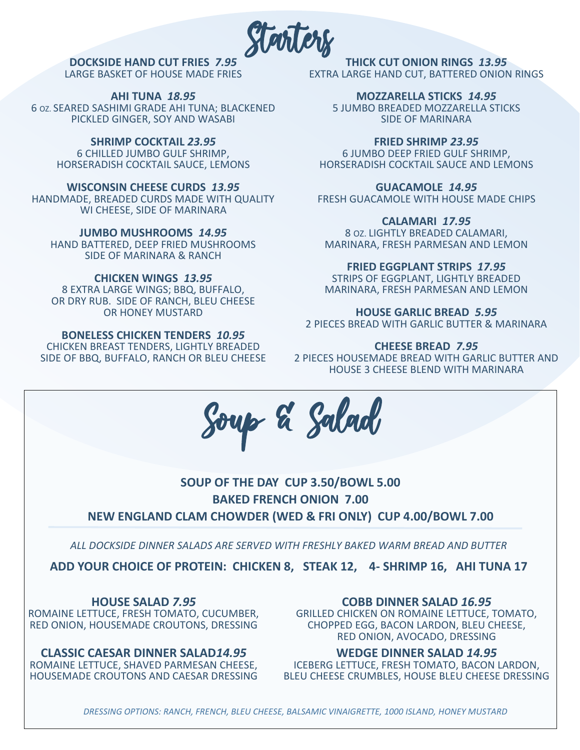# Starters

**DOCKSIDE HAND CUT FRIES** ***7.95***
LARGE BASKET OF HOUSE MADE FRIES

**AHI TUNA** ***18.95***
6 OZ. SEARED SASHIMI GRADE AHI TUNA; BLACKENED
PICKLED GINGER, SOY AND WASABI

**SHRIMP COCKTAIL** ***23.95***
6 CHILLED JUMBO GULF SHRIMP,
HORSERADISH COCKTAIL SAUCE, LEMONS

**WISCONSIN CHEESE CURDS** ***13.95***
HANDMADE, BREADED CURDS MADE WITH QUALITY
WI CHEESE, SIDE OF MARINARA

**JUMBO MUSHROOMS** ***14.95***
HAND BATTERED, DEEP FRIED MUSHROOMS
SIDE OF MARINARA & RANCH

**CHICKEN WINGS** ***13.95***
8 EXTRA LARGE WINGS; BBQ, BUFFALO,
OR DRY RUB. SIDE OF RANCH, BLEU CHEESE
OR HONEY MUSTARD

**BONELESS CHICKEN TENDERS** ***10.95***
CHICKEN BREAST TENDERS, LIGHTLY BREADED
SIDE OF BBQ, BUFFALO, RANCH OR BLEU CHEESE

**THICK CUT ONION RINGS** ***13.95***
EXTRA LARGE HAND CUT, BATTERED ONION RINGS

**MOZZARELLA STICKS** ***14.95***
5 JUMBO BREADED MOZZARELLA STICKS
SIDE OF MARINARA

**FRIED SHRIMP** ***23.95***
6 JUMBO DEEP FRIED GULF SHRIMP,
HORSERADISH COCKTAIL SAUCE AND LEMONS

**GUACAMOLE** ***14.95***
FRESH GUACAMOLE WITH HOUSE MADE CHIPS

**CALAMARI** ***17.95***
8 OZ. LIGHTLY BREADED CALAMARI,
MARINARA, FRESH PARMESAN AND LEMON

**FRIED EGGPLANT STRIPS** ***17.95***
STRIPS OF EGGPLANT, LIGHTLY BREADED
MARINARA, FRESH PARMESAN AND LEMON

**HOUSE GARLIC BREAD** ***5.95***
2 PIECES BREAD WITH GARLIC BUTTER & MARINARA

**CHEESE BREAD** ***7.95***
2 PIECES HOUSEMADE BREAD WITH GARLIC BUTTER AND
HOUSE 3 CHEESE BLEND WITH MARINARA

# Soup & Salad

**SOUP OF THE DAY CUP 3.50/BOWL 5.00**

**BAKED FRENCH ONION 7.00**

**NEW ENGLAND CLAM CHOWDER (WED & FRI ONLY) CUP 4.00/BOWL 7.00**

*ALL DOCKSIDE DINNER SALADS ARE SERVED WITH FRESHLY BAKED WARM BREAD AND BUTTER*

**ADD YOUR CHOICE OF PROTEIN: CHICKEN 8, STEAK 12, 4- SHRIMP 16, AHI TUNA 17**

**HOUSE SALAD** ***7.95***
ROMAINE LETTUCE, FRESH TOMATO, CUCUMBER,
RED ONION, HOUSEMADE CROUTONS, DRESSING

**CLASSIC CAESAR DINNER SALAD*****14.95***
ROMAINE LETTUCE, SHAVED PARMESAN CHEESE,
HOUSEMADE CROUTONS AND CAESAR DRESSING

**COBB DINNER SALAD** ***16.95***
GRILLED CHICKEN ON ROMAINE LETTUCE, TOMATO,
CHOPPED EGG, BACON LARDON, BLEU CHEESE,
RED ONION, AVOCADO, DRESSING

**WEDGE DINNER SALAD** ***14.95***
ICEBERG LETTUCE, FRESH TOMATO, BACON LARDON,
BLEU CHEESE CRUMBLES, HOUSE BLEU CHEESE DRESSING

*DRESSING OPTIONS: RANCH, FRENCH, BLEU CHEESE, BALSAMIC VINAIGRETTE, 1000 ISLAND, HONEY MUSTARD*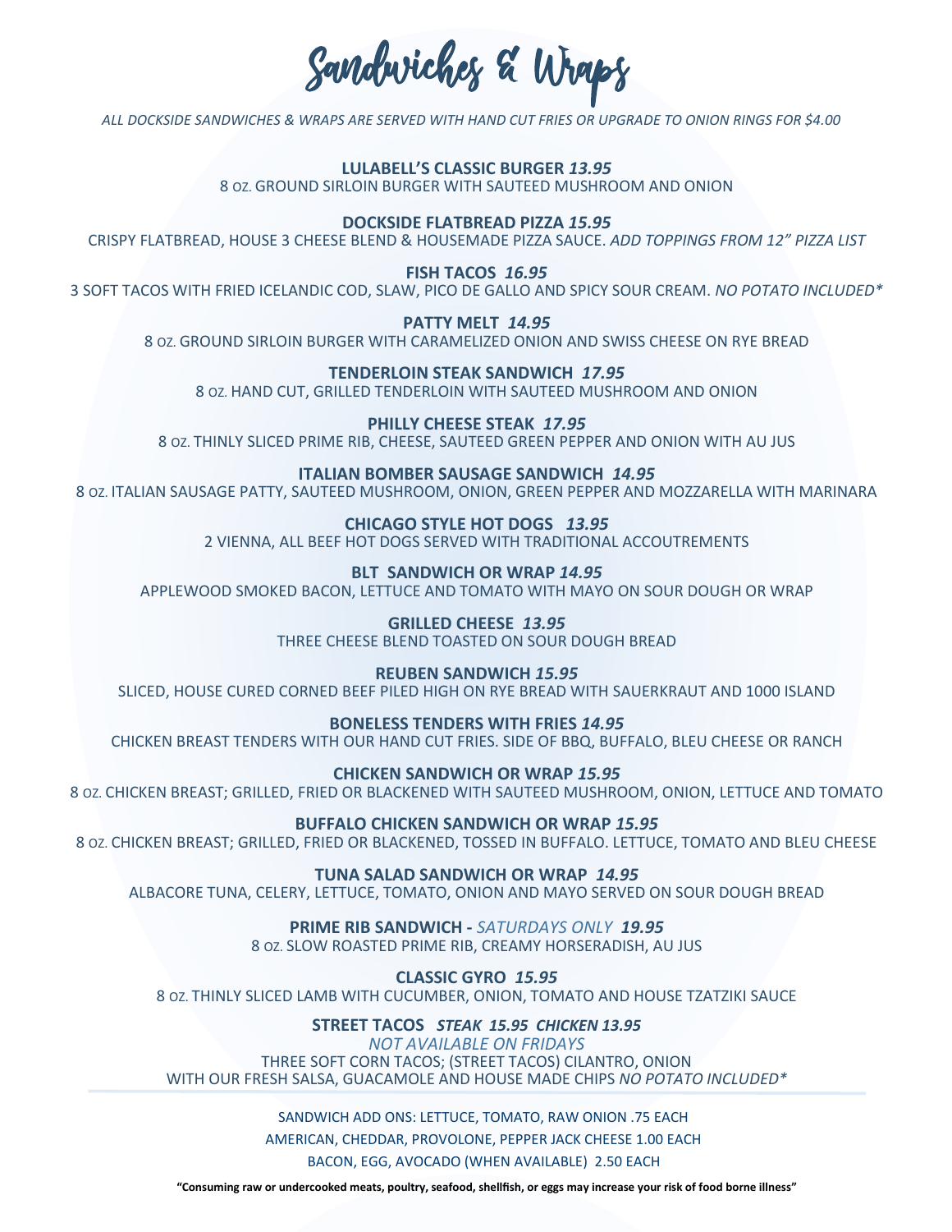# Sandwiches & Wraps

*ALL DOCKSIDE SANDWICHES & WRAPS ARE SERVED WITH HAND CUT FRIES OR UPGRADE TO ONION RINGS FOR $4.00*

**LULABELL'S CLASSIC BURGER** ***13.95***
8 OZ. GROUND SIRLOIN BURGER WITH SAUTEED MUSHROOM AND ONION

**DOCKSIDE FLATBREAD PIZZA** ***15.95***
CRISPY FLATBREAD, HOUSE 3 CHEESE BLEND & HOUSEMADE PIZZA SAUCE. *ADD TOPPINGS FROM 12" PIZZA LIST*

**FISH TACOS** ***16.95***
3 SOFT TACOS WITH FRIED ICELANDIC COD, SLAW, PICO DE GALLO AND SPICY SOUR CREAM. *NO POTATO INCLUDED**

**PATTY MELT** ***14.95***
8 OZ. GROUND SIRLOIN BURGER WITH CARAMELIZED ONION AND SWISS CHEESE ON RYE BREAD

**TENDERLOIN STEAK SANDWICH** ***17.95***
8 OZ. HAND CUT, GRILLED TENDERLOIN WITH SAUTEED MUSHROOM AND ONION

**PHILLY CHEESE STEAK** ***17.95***
8 OZ. THINLY SLICED PRIME RIB, CHEESE, SAUTEED GREEN PEPPER AND ONION WITH AU JUS

**ITALIAN BOMBER SAUSAGE SANDWICH** ***14.95***
8 OZ. ITALIAN SAUSAGE PATTY, SAUTEED MUSHROOM, ONION, GREEN PEPPER AND MOZZARELLA WITH MARINARA

**CHICAGO STYLE HOT DOGS** ***13.95***
2 VIENNA, ALL BEEF HOT DOGS SERVED WITH TRADITIONAL ACCOUTREMENTS

**BLT SANDWICH OR WRAP** ***14.95***
APPLEWOOD SMOKED BACON, LETTUCE AND TOMATO WITH MAYO ON SOUR DOUGH OR WRAP

**GRILLED CHEESE** ***13.95***
THREE CHEESE BLEND TOASTED ON SOUR DOUGH BREAD

**REUBEN SANDWICH** ***15.95***
SLICED, HOUSE CURED CORNED BEEF PILED HIGH ON RYE BREAD WITH SAUERKRAUT AND 1000 ISLAND

**BONELESS TENDERS WITH FRIES** ***14.95***
CHICKEN BREAST TENDERS WITH OUR HAND CUT FRIES. SIDE OF BBQ, BUFFALO, BLEU CHEESE OR RANCH

**CHICKEN SANDWICH OR WRAP** ***15.95***
8 OZ. CHICKEN BREAST; GRILLED, FRIED OR BLACKENED WITH SAUTEED MUSHROOM, ONION, LETTUCE AND TOMATO

**BUFFALO CHICKEN SANDWICH OR WRAP** ***15.95***
8 OZ. CHICKEN BREAST; GRILLED, FRIED OR BLACKENED, TOSSED IN BUFFALO. LETTUCE, TOMATO AND BLEU CHEESE

**TUNA SALAD SANDWICH OR WRAP** ***14.95***
ALBACORE TUNA, CELERY, LETTUCE, TOMATO, ONION AND MAYO SERVED ON SOUR DOUGH BREAD

**PRIME RIB SANDWICH -** *SATURDAYS ONLY* ***19.95***
8 OZ. SLOW ROASTED PRIME RIB, CREAMY HORSERADISH, AU JUS

**CLASSIC GYRO** ***15.95***
8 OZ. THINLY SLICED LAMB WITH CUCUMBER, ONION, TOMATO AND HOUSE TZATZIKI SAUCE

**STREET TACOS** ***STEAK 15.95 CHICKEN 13.95***
*NOT AVAILABLE ON FRIDAYS*
THREE SOFT CORN TACOS; (STREET TACOS) CILANTRO, ONION
WITH OUR FRESH SALSA, GUACAMOLE AND HOUSE MADE CHIPS *NO POTATO INCLUDED**

SANDWICH ADD ONS: LETTUCE, TOMATO, RAW ONION .75 EACH
AMERICAN, CHEDDAR, PROVOLONE, PEPPER JACK CHEESE 1.00 EACH
BACON, EGG, AVOCADO (WHEN AVAILABLE) 2.50 EACH

**"Consuming raw or undercooked meats, poultry, seafood, shellfish, or eggs may increase your risk of food borne illness"**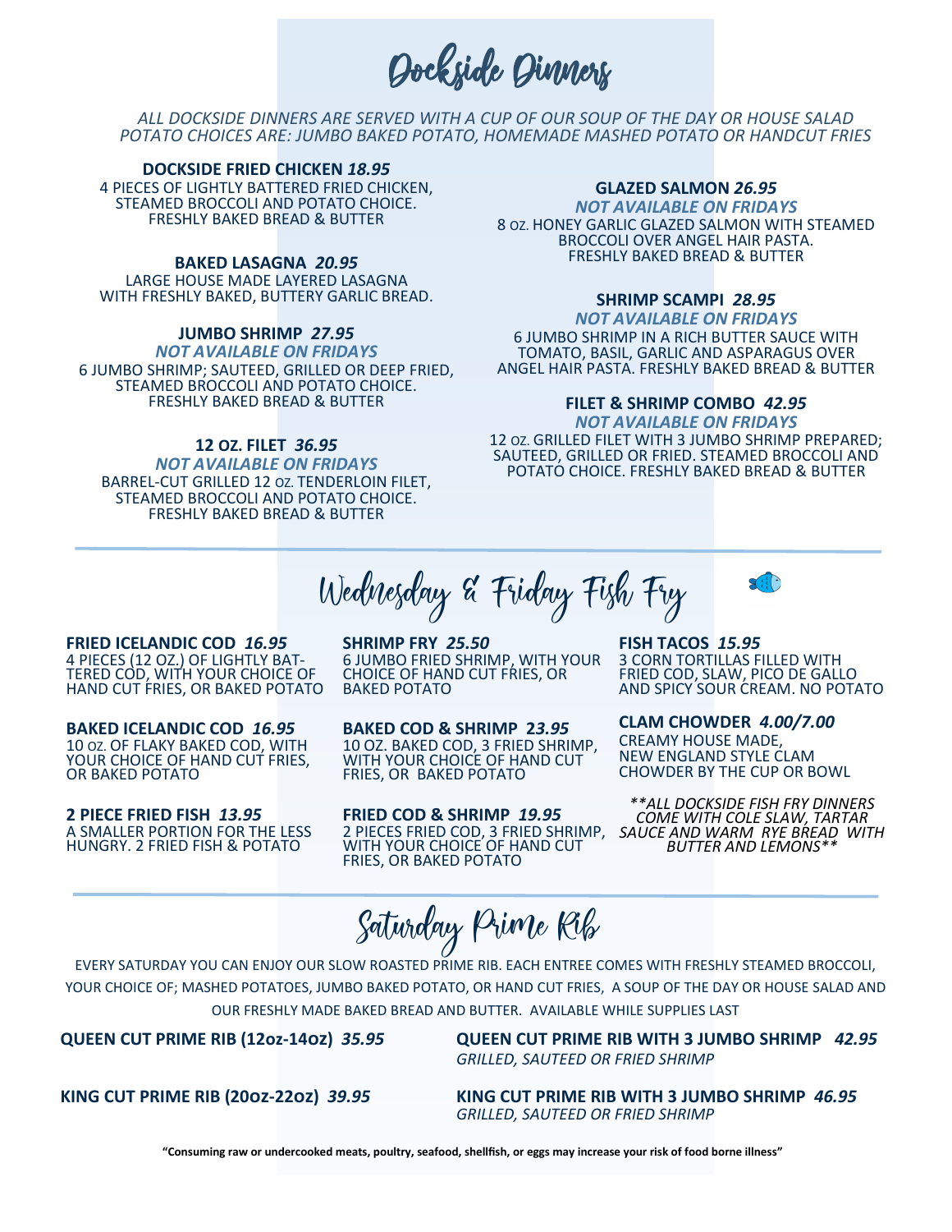# Dockside Dinners

*ALL DOCKSIDE DINNERS ARE SERVED WITH A CUP OF OUR SOUP OF THE DAY OR HOUSE SALAD*
*POTATO CHOICES ARE: JUMBO BAKED POTATO, HOMEMADE MASHED POTATO OR HANDCUT FRIES*

**DOCKSIDE FRIED CHICKEN** ***18.95***
4 PIECES OF LIGHTLY BATTERED FRIED CHICKEN, STEAMED BROCCOLI AND POTATO CHOICE. FRESHLY BAKED BREAD & BUTTER

**BAKED LASAGNA** ***20.95***
LARGE HOUSE MADE LAYERED LASAGNA WITH FRESHLY BAKED, BUTTERY GARLIC BREAD.

**JUMBO SHRIMP** ***27.95***
***NOT AVAILABLE ON FRIDAYS***
6 JUMBO SHRIMP; SAUTEED, GRILLED OR DEEP FRIED, STEAMED BROCCOLI AND POTATO CHOICE. FRESHLY BAKED BREAD & BUTTER

**12 OZ. FILET** ***36.95***
***NOT AVAILABLE ON FRIDAYS***
BARREL-CUT GRILLED 12 OZ. TENDERLOIN FILET, STEAMED BROCCOLI AND POTATO CHOICE. FRESHLY BAKED BREAD & BUTTER

**GLAZED SALMON** ***26.95***
***NOT AVAILABLE ON FRIDAYS***
8 OZ. HONEY GARLIC GLAZED SALMON WITH STEAMED BROCCOLI OVER ANGEL HAIR PASTA. FRESHLY BAKED BREAD & BUTTER

**SHRIMP SCAMPI** ***28.95***
***NOT AVAILABLE ON FRIDAYS***
6 JUMBO SHRIMP IN A RICH BUTTER SAUCE WITH TOMATO, BASIL, GARLIC AND ASPARAGUS OVER ANGEL HAIR PASTA. FRESHLY BAKED BREAD & BUTTER

**FILET & SHRIMP COMBO** ***42.95***
***NOT AVAILABLE ON FRIDAYS***
12 OZ. GRILLED FILET WITH 3 JUMBO SHRIMP PREPARED; SAUTEED, GRILLED OR FRIED. STEAMED BROCCOLI AND POTATO CHOICE. FRESHLY BAKED BREAD & BUTTER

---

# Wednesday & Friday Fish Fry

**FRIED ICELANDIC COD** ***16.95***
4 PIECES (12 OZ.) OF LIGHTLY BATTERED COD, WITH YOUR CHOICE OF HAND CUT FRIES, OR BAKED POTATO

**BAKED ICELANDIC COD** ***16.95***
10 OZ. OF FLAKY BAKED COD, WITH YOUR CHOICE OF HAND CUT FRIES, OR BAKED POTATO

**2 PIECE FRIED FISH** ***13.95***
A SMALLER PORTION FOR THE LESS HUNGRY. 2 FRIED FISH & POTATO

**SHRIMP FRY** ***25.50***
6 JUMBO FRIED SHRIMP, WITH YOUR CHOICE OF HAND CUT FRIES, OR BAKED POTATO

**BAKED COD & SHRIMP** ***23.95***
10 OZ. BAKED COD, 3 FRIED SHRIMP, WITH YOUR CHOICE OF HAND CUT FRIES, OR BAKED POTATO

**FRIED COD & SHRIMP** ***19.95***
2 PIECES FRIED COD, 3 FRIED SHRIMP, WITH YOUR CHOICE OF HAND CUT FRIES, OR BAKED POTATO

**FISH TACOS** ***15.95***
3 CORN TORTILLAS FILLED WITH FRIED COD, SLAW, PICO DE GALLO AND SPICY SOUR CREAM. NO POTATO

**CLAM CHOWDER** ***4.00/7.00***
CREAMY HOUSE MADE, NEW ENGLAND STYLE CLAM CHOWDER BY THE CUP OR BOWL

***\*\*ALL DOCKSIDE FISH FRY DINNERS COME WITH COLE SLAW, TARTAR SAUCE AND WARM RYE BREAD WITH BUTTER AND LEMONS\*\****

---

# Saturday Prime Rib

EVERY SATURDAY YOU CAN ENJOY OUR SLOW ROASTED PRIME RIB. EACH ENTREE COMES WITH FRESHLY STEAMED BROCCOLI, YOUR CHOICE OF; MASHED POTATOES, JUMBO BAKED POTATO, OR HAND CUT FRIES, A SOUP OF THE DAY OR HOUSE SALAD AND OUR FRESHLY MADE BAKED BREAD AND BUTTER. AVAILABLE WHILE SUPPLIES LAST

**QUEEN CUT PRIME RIB (12oz-14oz)** ***35.95***

**KING CUT PRIME RIB (20oz-22oz)** ***39.95***

**QUEEN CUT PRIME RIB WITH 3 JUMBO SHRIMP** ***42.95***
*GRILLED, SAUTEED OR FRIED SHRIMP*

**KING CUT PRIME RIB WITH 3 JUMBO SHRIMP** ***46.95***
*GRILLED, SAUTEED OR FRIED SHRIMP*

**"Consuming raw or undercooked meats, poultry, seafood, shellfish, or eggs may increase your risk of food borne illness"**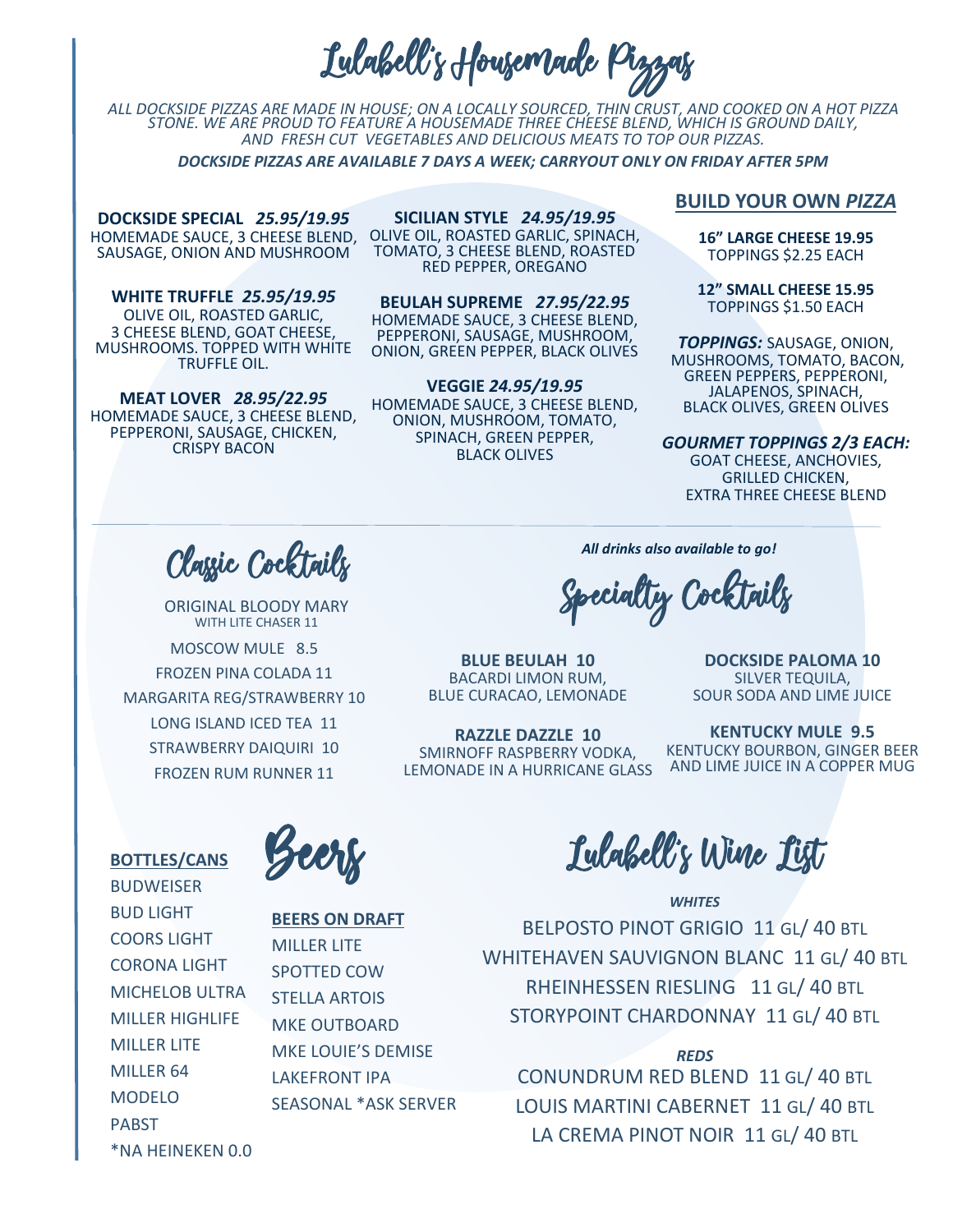# Lulabell's Housemade Pizzas

*ALL DOCKSIDE PIZZAS ARE MADE IN HOUSE; ON A LOCALLY SOURCED, THIN CRUST, AND COOKED ON A HOT PIZZA STONE. WE ARE PROUD TO FEATURE A HOUSEMADE THREE CHEESE BLEND, WHICH IS GROUND DAILY, AND FRESH CUT VEGETABLES AND DELICIOUS MEATS TO TOP OUR PIZZAS.*

***DOCKSIDE PIZZAS ARE AVAILABLE 7 DAYS A WEEK; CARRYOUT ONLY ON FRIDAY AFTER 5PM***

**DOCKSIDE SPECIAL** ***25.95/19.95***
HOMEMADE SAUCE, 3 CHEESE BLEND, SAUSAGE, ONION AND MUSHROOM

**WHITE TRUFFLE** ***25.95/19.95***
OLIVE OIL, ROASTED GARLIC, 3 CHEESE BLEND, GOAT CHEESE, MUSHROOMS. TOPPED WITH WHITE TRUFFLE OIL.

**MEAT LOVER** ***28.95/22.95***
HOMEMADE SAUCE, 3 CHEESE BLEND, PEPPERONI, SAUSAGE, CHICKEN, CRISPY BACON

**SICILIAN STYLE** ***24.95/19.95***
OLIVE OIL, ROASTED GARLIC, SPINACH, TOMATO, 3 CHEESE BLEND, ROASTED RED PEPPER, OREGANO

**BEULAH SUPREME** ***27.95/22.95***
HOMEMADE SAUCE, 3 CHEESE BLEND, PEPPERONI, SAUSAGE, MUSHROOM, ONION, GREEN PEPPER, BLACK OLIVES

**VEGGIE** ***24.95/19.95***
HOMEMADE SAUCE, 3 CHEESE BLEND, ONION, MUSHROOM, TOMATO, SPINACH, GREEN PEPPER, BLACK OLIVES

## BUILD YOUR OWN *PIZZA*

**16" LARGE CHEESE 19.95**
TOPPINGS $2.25 EACH

**12" SMALL CHEESE 15.95**
TOPPINGS $1.50 EACH

***TOPPINGS:*** SAUSAGE, ONION, MUSHROOMS, TOMATO, BACON, GREEN PEPPERS, PEPPERONI, JALAPENOS, SPINACH, BLACK OLIVES, GREEN OLIVES

***GOURMET TOPPINGS 2/3 EACH:***
GOAT CHEESE, ANCHOVIES, GRILLED CHICKEN, EXTRA THREE CHEESE BLEND

# Classic Cocktails

ORIGINAL BLOODY MARY
WITH LITE CHASER 11

MOSCOW MULE 8.5

FROZEN PINA COLADA 11

MARGARITA REG/STRAWBERRY 10

LONG ISLAND ICED TEA 11

STRAWBERRY DAIQUIRI 10

FROZEN RUM RUNNER 11

***All drinks also available to go!***

# Specialty Cocktails

**BLUE BEULAH 10**
BACARDI LIMON RUM, BLUE CURACAO, LEMONADE

**RAZZLE DAZZLE 10**
SMIRNOFF RASPBERRY VODKA, LEMONADE IN A HURRICANE GLASS

**DOCKSIDE PALOMA 10**
SILVER TEQUILA, SOUR SODA AND LIME JUICE

**KENTUCKY MULE 9.5**
KENTUCKY BOURBON, GINGER BEER AND LIME JUICE IN A COPPER MUG

# Beers

**BOTTLES/CANS**

- BUDWEISER
- BUD LIGHT
- COORS LIGHT
- CORONA LIGHT
- MICHELOB ULTRA
- MILLER HIGHLIFE
- MILLER LITE
- MILLER 64
- MODELO
- PABST
- *NA HEINEKEN 0.0

**BEERS ON DRAFT**

- MILLER LITE
- SPOTTED COW
- STELLA ARTOIS
- MKE OUTBOARD
- MKE LOUIE'S DEMISE
- LAKEFRONT IPA
- SEASONAL *ASK SERVER

# Lulabell's Wine List

***WHITES***

BELPOSTO PINOT GRIGIO 11 GL/ 40 BTL

WHITEHAVEN SAUVIGNON BLANC 11 GL/ 40 BTL

RHEINHESSEN RIESLING 11 GL/ 40 BTL

STORYPOINT CHARDONNAY 11 GL/ 40 BTL

***REDS***

CONUNDRUM RED BLEND 11 GL/ 40 BTL

LOUIS MARTINI CABERNET 11 GL/ 40 BTL

LA CREMA PINOT NOIR 11 GL/ 40 BTL